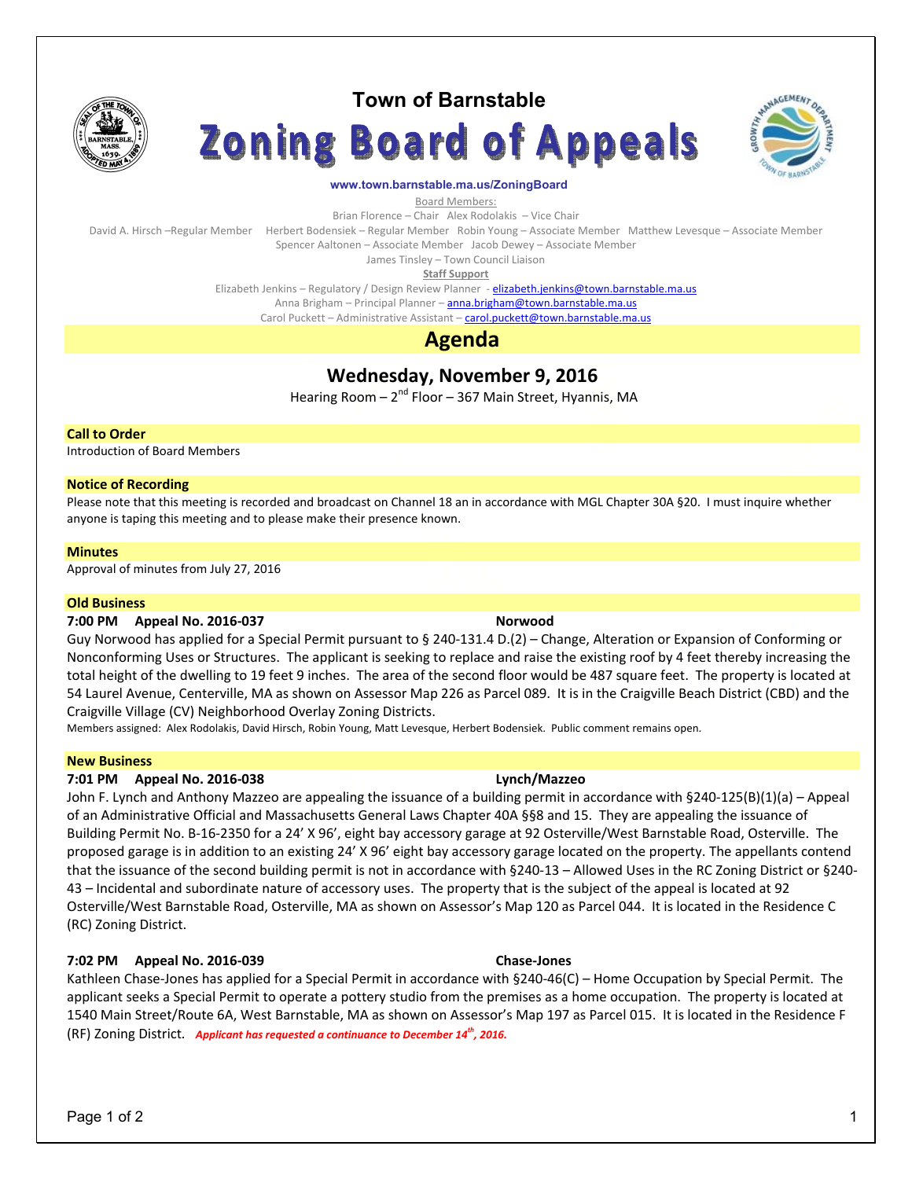# Town of Barnstable

# Zoning Board of Appeals

www.town.barnstable.ma.us/ZoningBoard

Board Members:

Brian Florence – Chair   Alex Rodolakis – Vice Chair

David A. Hirsch –Regular Member   Herbert Bodensiek – Regular Member   Robin Young – Associate Member   Matthew Levesque – Associate Member

Spencer Aaltonen – Associate Member   Jacob Dewey – Associate Member

James Tinsley – Town Council Liaison

**Staff Support**

Elizabeth Jenkins – Regulatory / Design Review Planner - elizabeth.jenkins@town.barnstable.ma.us

Anna Brigham – Principal Planner – anna.brigham@town.barnstable.ma.us

Carol Puckett – Administrative Assistant – carol.puckett@town.barnstable.ma.us

## Agenda

### Wednesday, November 9, 2016

Hearing Room – 2nd Floor – 367 Main Street, Hyannis, MA

**Call to Order**

Introduction of Board Members

**Notice of Recording**

Please note that this meeting is recorded and broadcast on Channel 18 an in accordance with MGL Chapter 30A §20. I must inquire whether anyone is taping this meeting and to please make their presence known.

**Minutes**

Approval of minutes from July 27, 2016

**Old Business**

**7:00 PM   Appeal No. 2016-037   Norwood**

Guy Norwood has applied for a Special Permit pursuant to § 240-131.4 D.(2) – Change, Alteration or Expansion of Conforming or Nonconforming Uses or Structures. The applicant is seeking to replace and raise the existing roof by 4 feet thereby increasing the total height of the dwelling to 19 feet 9 inches. The area of the second floor would be 487 square feet. The property is located at 54 Laurel Avenue, Centerville, MA as shown on Assessor Map 226 as Parcel 089. It is in the Craigville Beach District (CBD) and the Craigville Village (CV) Neighborhood Overlay Zoning Districts.

Members assigned: Alex Rodolakis, David Hirsch, Robin Young, Matt Levesque, Herbert Bodensiek. Public comment remains open.

**New Business**

**7:01 PM   Appeal No. 2016-038   Lynch/Mazzeo**

John F. Lynch and Anthony Mazzeo are appealing the issuance of a building permit in accordance with §240-125(B)(1)(a) – Appeal of an Administrative Official and Massachusetts General Laws Chapter 40A §§8 and 15. They are appealing the issuance of Building Permit No. B-16-2350 for a 24' X 96', eight bay accessory garage at 92 Osterville/West Barnstable Road, Osterville. The proposed garage is in addition to an existing 24' X 96' eight bay accessory garage located on the property. The appellants contend that the issuance of the second building permit is not in accordance with §240-13 – Allowed Uses in the RC Zoning District or §240-43 – Incidental and subordinate nature of accessory uses. The property that is the subject of the appeal is located at 92 Osterville/West Barnstable Road, Osterville, MA as shown on Assessor's Map 120 as Parcel 044. It is located in the Residence C (RC) Zoning District.

**7:02 PM   Appeal No. 2016-039   Chase-Jones**

Kathleen Chase-Jones has applied for a Special Permit in accordance with §240-46(C) – Home Occupation by Special Permit. The applicant seeks a Special Permit to operate a pottery studio from the premises as a home occupation. The property is located at 1540 Main Street/Route 6A, West Barnstable, MA as shown on Assessor's Map 197 as Parcel 015. It is located in the Residence F (RF) Zoning District. ***Applicant has requested a continuance to December 14th, 2016.***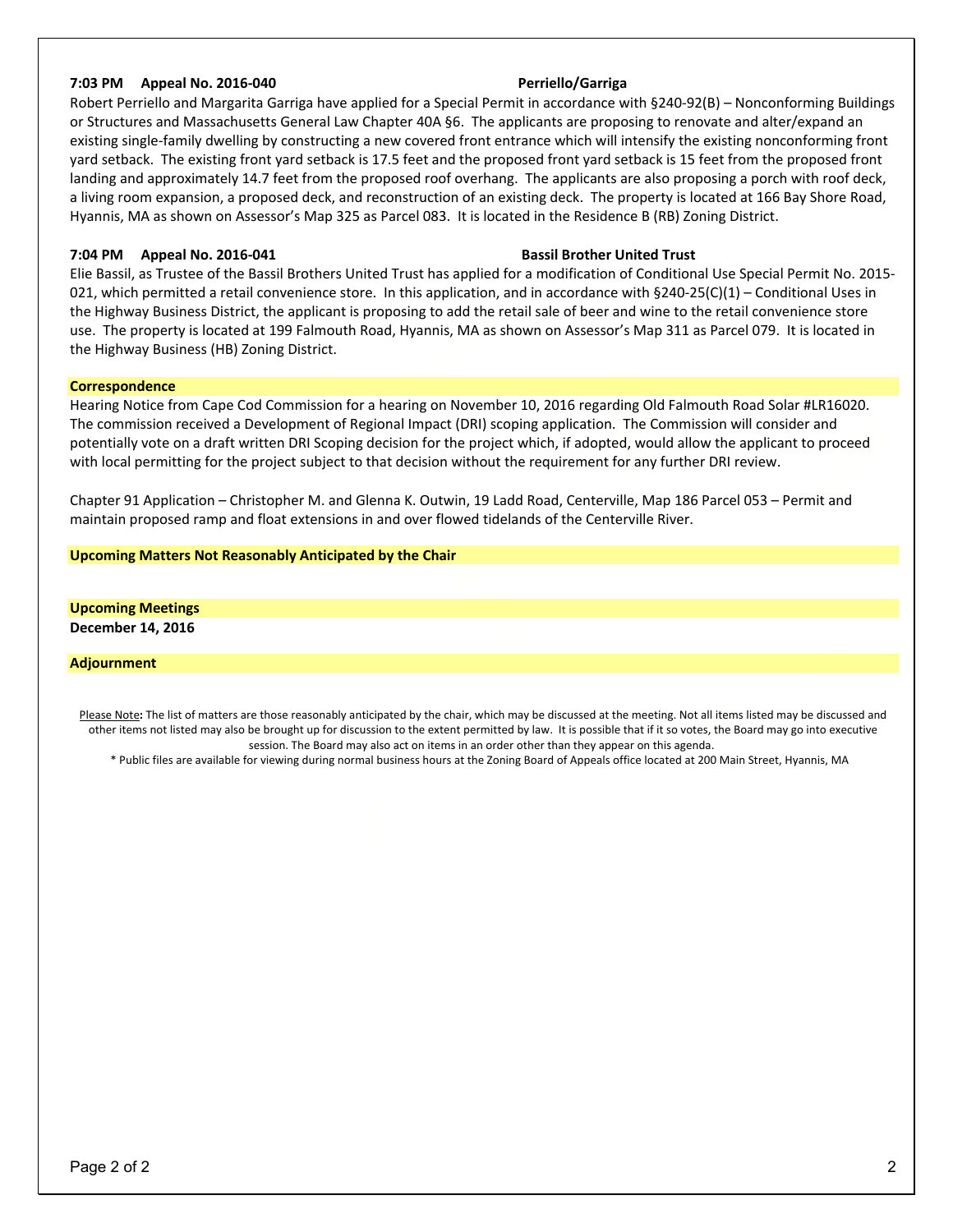**7:03 PM Appeal No. 2016-040 Perriello/Garriga**

Robert Perriello and Margarita Garriga have applied for a Special Permit in accordance with §240-92(B) – Nonconforming Buildings or Structures and Massachusetts General Law Chapter 40A §6. The applicants are proposing to renovate and alter/expand an existing single-family dwelling by constructing a new covered front entrance which will intensify the existing nonconforming front yard setback. The existing front yard setback is 17.5 feet and the proposed front yard setback is 15 feet from the proposed front landing and approximately 14.7 feet from the proposed roof overhang. The applicants are also proposing a porch with roof deck, a living room expansion, a proposed deck, and reconstruction of an existing deck. The property is located at 166 Bay Shore Road, Hyannis, MA as shown on Assessor's Map 325 as Parcel 083. It is located in the Residence B (RB) Zoning District.

**7:04 PM Appeal No. 2016-041 Bassil Brother United Trust**

Elie Bassil, as Trustee of the Bassil Brothers United Trust has applied for a modification of Conditional Use Special Permit No. 2015-021, which permitted a retail convenience store. In this application, and in accordance with §240-25(C)(1) – Conditional Uses in the Highway Business District, the applicant is proposing to add the retail sale of beer and wine to the retail convenience store use. The property is located at 199 Falmouth Road, Hyannis, MA as shown on Assessor's Map 311 as Parcel 079. It is located in the Highway Business (HB) Zoning District.

**Correspondence**

Hearing Notice from Cape Cod Commission for a hearing on November 10, 2016 regarding Old Falmouth Road Solar #LR16020. The commission received a Development of Regional Impact (DRI) scoping application. The Commission will consider and potentially vote on a draft written DRI Scoping decision for the project which, if adopted, would allow the applicant to proceed with local permitting for the project subject to that decision without the requirement for any further DRI review.

Chapter 91 Application – Christopher M. and Glenna K. Outwin, 19 Ladd Road, Centerville, Map 186 Parcel 053 – Permit and maintain proposed ramp and float extensions in and over flowed tidelands of the Centerville River.

**Upcoming Matters Not Reasonably Anticipated by the Chair**

**Upcoming Meetings**

**December 14, 2016**

**Adjournment**

Please Note**:** The list of matters are those reasonably anticipated by the chair, which may be discussed at the meeting. Not all items listed may be discussed and other items not listed may also be brought up for discussion to the extent permitted by law. It is possible that if it so votes, the Board may go into executive session. The Board may also act on items in an order other than they appear on this agenda.

* Public files are available for viewing during normal business hours at the Zoning Board of Appeals office located at 200 Main Street, Hyannis, MA